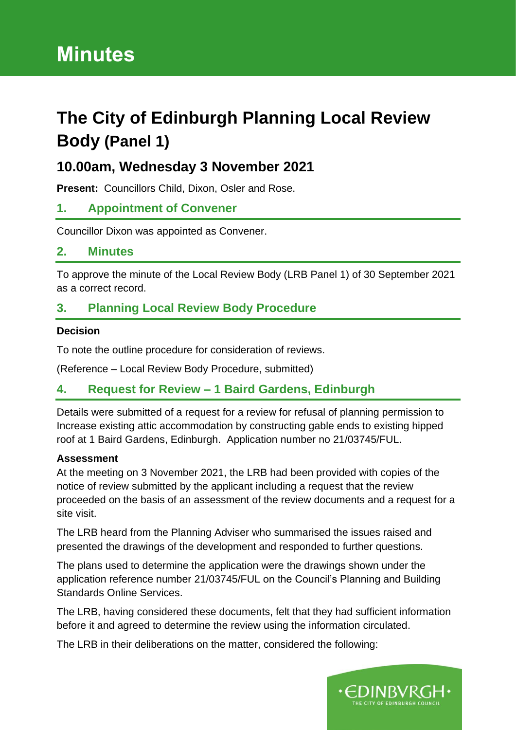# Minutes

# The City of Edinburgh Planning Local Review Body (Panel 1)

## 10.00am, Wednesday 3 November 2021

**Present:** Councillors Child, Dixon, Osler and Rose.

### 1. Appointment of Convener

Councillor Dixon was appointed as Convener.

### 2. Minutes

To approve the minute of the Local Review Body (LRB Panel 1) of 30 September 2021 as a correct record.

### 3. Planning Local Review Body Procedure

**Decision**

To note the outline procedure for consideration of reviews.

(Reference – Local Review Body Procedure, submitted)

### 4. Request for Review – 1 Baird Gardens, Edinburgh

Details were submitted of a request for a review for refusal of planning permission to Increase existing attic accommodation by constructing gable ends to existing hipped roof at 1 Baird Gardens, Edinburgh. Application number no 21/03745/FUL.

**Assessment**

At the meeting on 3 November 2021, the LRB had been provided with copies of the notice of review submitted by the applicant including a request that the review proceeded on the basis of an assessment of the review documents and a request for a site visit.

The LRB heard from the Planning Adviser who summarised the issues raised and presented the drawings of the development and responded to further questions.

The plans used to determine the application were the drawings shown under the application reference number 21/03745/FUL on the Council's Planning and Building Standards Online Services.

The LRB, having considered these documents, felt that they had sufficient information before it and agreed to determine the review using the information circulated.

The LRB in their deliberations on the matter, considered the following: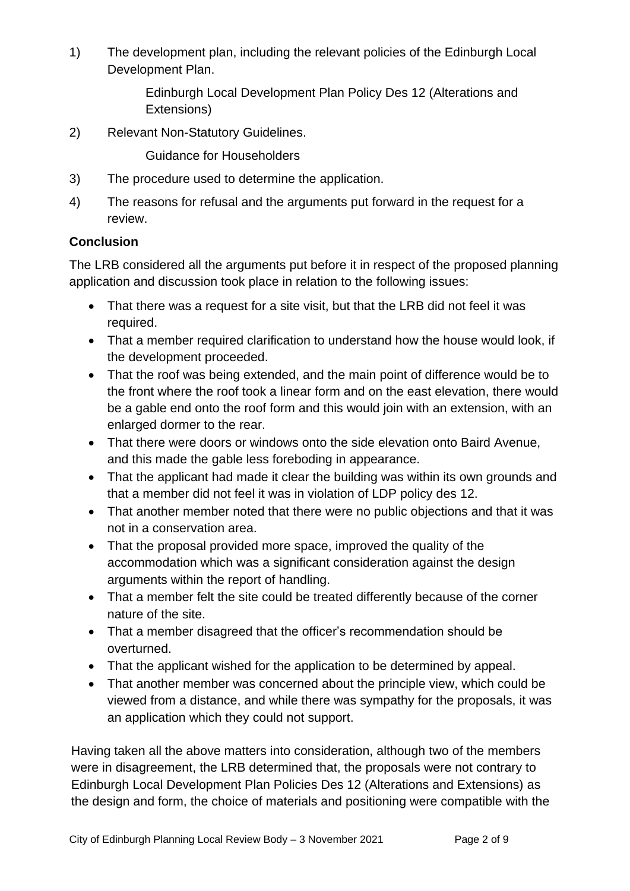1) The development plan, including the relevant policies of the Edinburgh Local Development Plan.

    Edinburgh Local Development Plan Policy Des 12 (Alterations and Extensions)

2) Relevant Non-Statutory Guidelines.

    Guidance for Householders

3) The procedure used to determine the application.

4) The reasons for refusal and the arguments put forward in the request for a review.

**Conclusion**

The LRB considered all the arguments put before it in respect of the proposed planning application and discussion took place in relation to the following issues:

- That there was a request for a site visit, but that the LRB did not feel it was required.
- That a member required clarification to understand how the house would look, if the development proceeded.
- That the roof was being extended, and the main point of difference would be to the front where the roof took a linear form and on the east elevation, there would be a gable end onto the roof form and this would join with an extension, with an enlarged dormer to the rear.
- That there were doors or windows onto the side elevation onto Baird Avenue, and this made the gable less foreboding in appearance.
- That the applicant had made it clear the building was within its own grounds and that a member did not feel it was in violation of LDP policy des 12.
- That another member noted that there were no public objections and that it was not in a conservation area.
- That the proposal provided more space, improved the quality of the accommodation which was a significant consideration against the design arguments within the report of handling.
- That a member felt the site could be treated differently because of the corner nature of the site.
- That a member disagreed that the officer's recommendation should be overturned.
- That the applicant wished for the application to be determined by appeal.
- That another member was concerned about the principle view, which could be viewed from a distance, and while there was sympathy for the proposals, it was an application which they could not support.

Having taken all the above matters into consideration, although two of the members were in disagreement, the LRB determined that, the proposals were not contrary to Edinburgh Local Development Plan Policies Des 12 (Alterations and Extensions) as the design and form, the choice of materials and positioning were compatible with the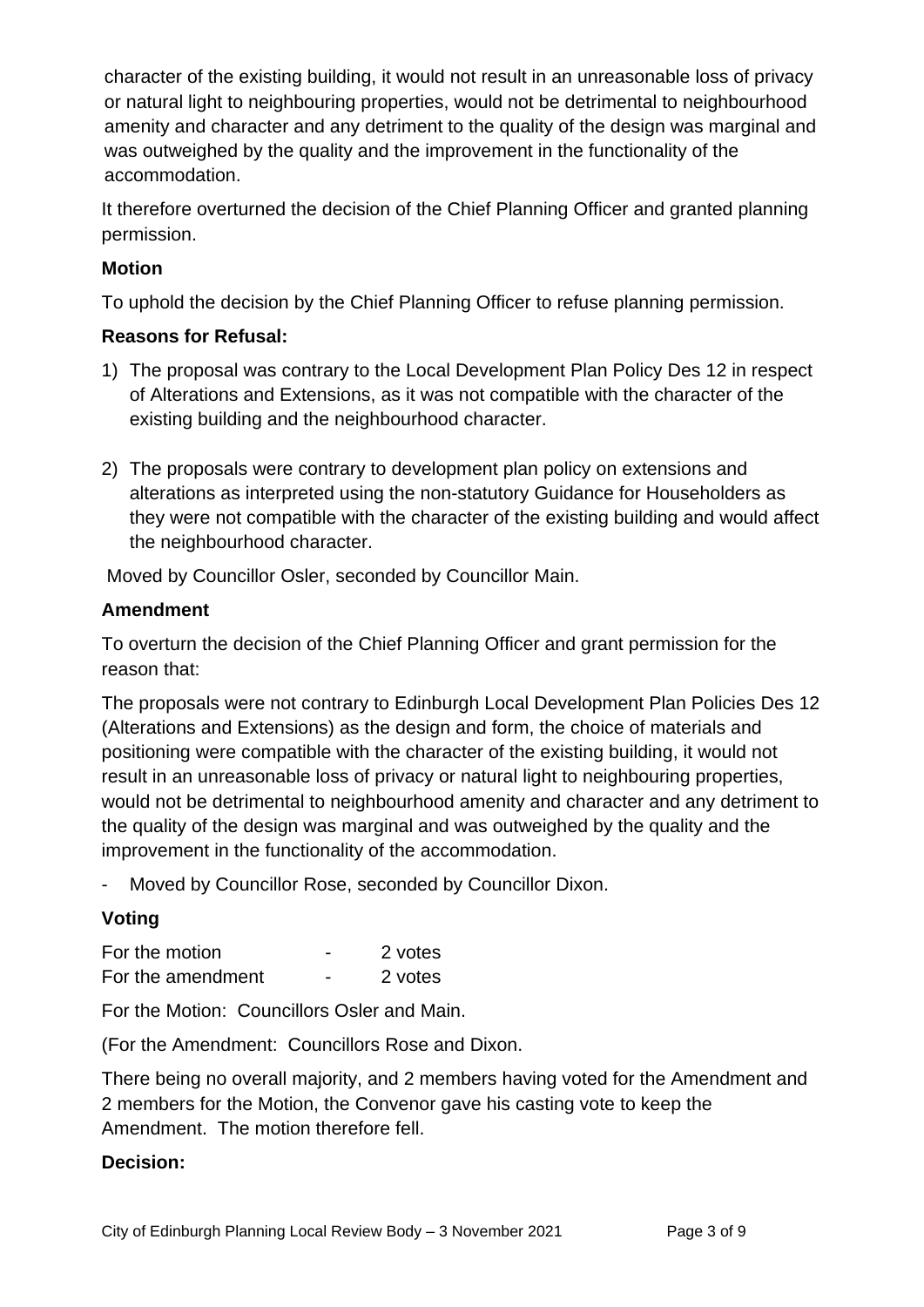character of the existing building, it would not result in an unreasonable loss of privacy or natural light to neighbouring properties, would not be detrimental to neighbourhood amenity and character and any detriment to the quality of the design was marginal and was outweighed by the quality and the improvement in the functionality of the accommodation.

It therefore overturned the decision of the Chief Planning Officer and granted planning permission.

**Motion**

To uphold the decision by the Chief Planning Officer to refuse planning permission.

**Reasons for Refusal:**

1) The proposal was contrary to the Local Development Plan Policy Des 12 in respect of Alterations and Extensions, as it was not compatible with the character of the existing building and the neighbourhood character.

2) The proposals were contrary to development plan policy on extensions and alterations as interpreted using the non-statutory Guidance for Householders as they were not compatible with the character of the existing building and would affect the neighbourhood character.

Moved by Councillor Osler, seconded by Councillor Main.

**Amendment**

To overturn the decision of the Chief Planning Officer and grant permission for the reason that:

The proposals were not contrary to Edinburgh Local Development Plan Policies Des 12 (Alterations and Extensions) as the design and form, the choice of materials and positioning were compatible with the character of the existing building, it would not result in an unreasonable loss of privacy or natural light to neighbouring properties, would not be detrimental to neighbourhood amenity and character and any detriment to the quality of the design was marginal and was outweighed by the quality and the improvement in the functionality of the accommodation.

- Moved by Councillor Rose, seconded by Councillor Dixon.

**Voting**

| | | |
|---|---|---|
| For the motion | - | 2 votes |
| For the amendment | - | 2 votes |

For the Motion: Councillors Osler and Main.

(For the Amendment: Councillors Rose and Dixon.

There being no overall majority, and 2 members having voted for the Amendment and 2 members for the Motion, the Convenor gave his casting vote to keep the Amendment. The motion therefore fell.

**Decision:**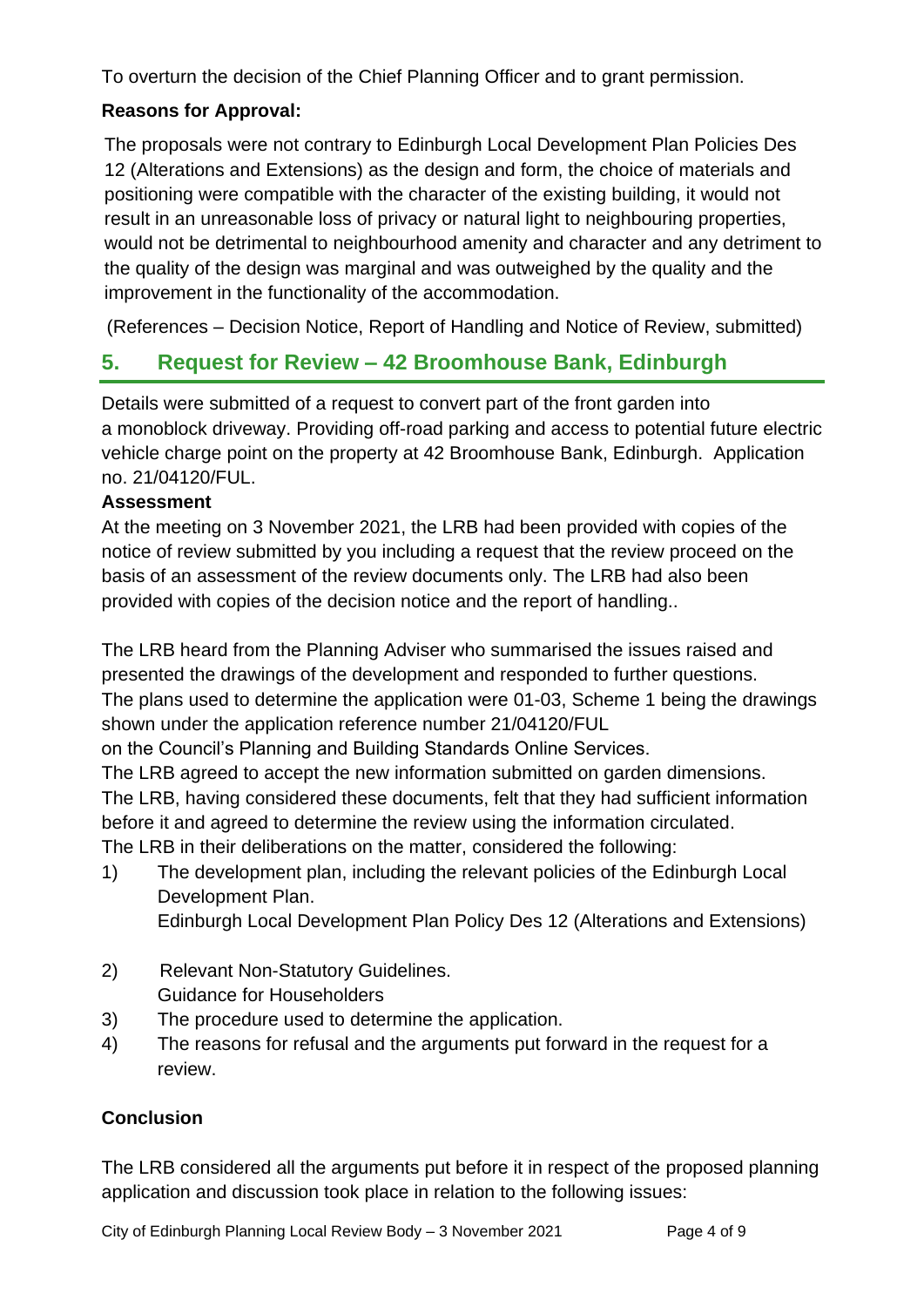To overturn the decision of the Chief Planning Officer and to grant permission.

**Reasons for Approval:**

The proposals were not contrary to Edinburgh Local Development Plan Policies Des 12 (Alterations and Extensions) as the design and form, the choice of materials and positioning were compatible with the character of the existing building, it would not result in an unreasonable loss of privacy or natural light to neighbouring properties, would not be detrimental to neighbourhood amenity and character and any detriment to the quality of the design was marginal and was outweighed by the quality and the improvement in the functionality of the accommodation.

(References – Decision Notice, Report of Handling and Notice of Review, submitted)

## 5. Request for Review – 42 Broomhouse Bank, Edinburgh

Details were submitted of a request to convert part of the front garden into a monoblock driveway. Providing off-road parking and access to potential future electric vehicle charge point on the property at 42 Broomhouse Bank, Edinburgh. Application no. 21/04120/FUL.

**Assessment**

At the meeting on 3 November 2021, the LRB had been provided with copies of the notice of review submitted by you including a request that the review proceed on the basis of an assessment of the review documents only. The LRB had also been provided with copies of the decision notice and the report of handling..

The LRB heard from the Planning Adviser who summarised the issues raised and presented the drawings of the development and responded to further questions. The plans used to determine the application were 01-03, Scheme 1 being the drawings shown under the application reference number 21/04120/FUL on the Council's Planning and Building Standards Online Services.

The LRB agreed to accept the new information submitted on garden dimensions.

The LRB, having considered these documents, felt that they had sufficient information before it and agreed to determine the review using the information circulated.

The LRB in their deliberations on the matter, considered the following:

1) The development plan, including the relevant policies of the Edinburgh Local Development Plan.
   Edinburgh Local Development Plan Policy Des 12 (Alterations and Extensions)

2) Relevant Non-Statutory Guidelines.
   Guidance for Householders

3) The procedure used to determine the application.

4) The reasons for refusal and the arguments put forward in the request for a review.

**Conclusion**

The LRB considered all the arguments put before it in respect of the proposed planning application and discussion took place in relation to the following issues: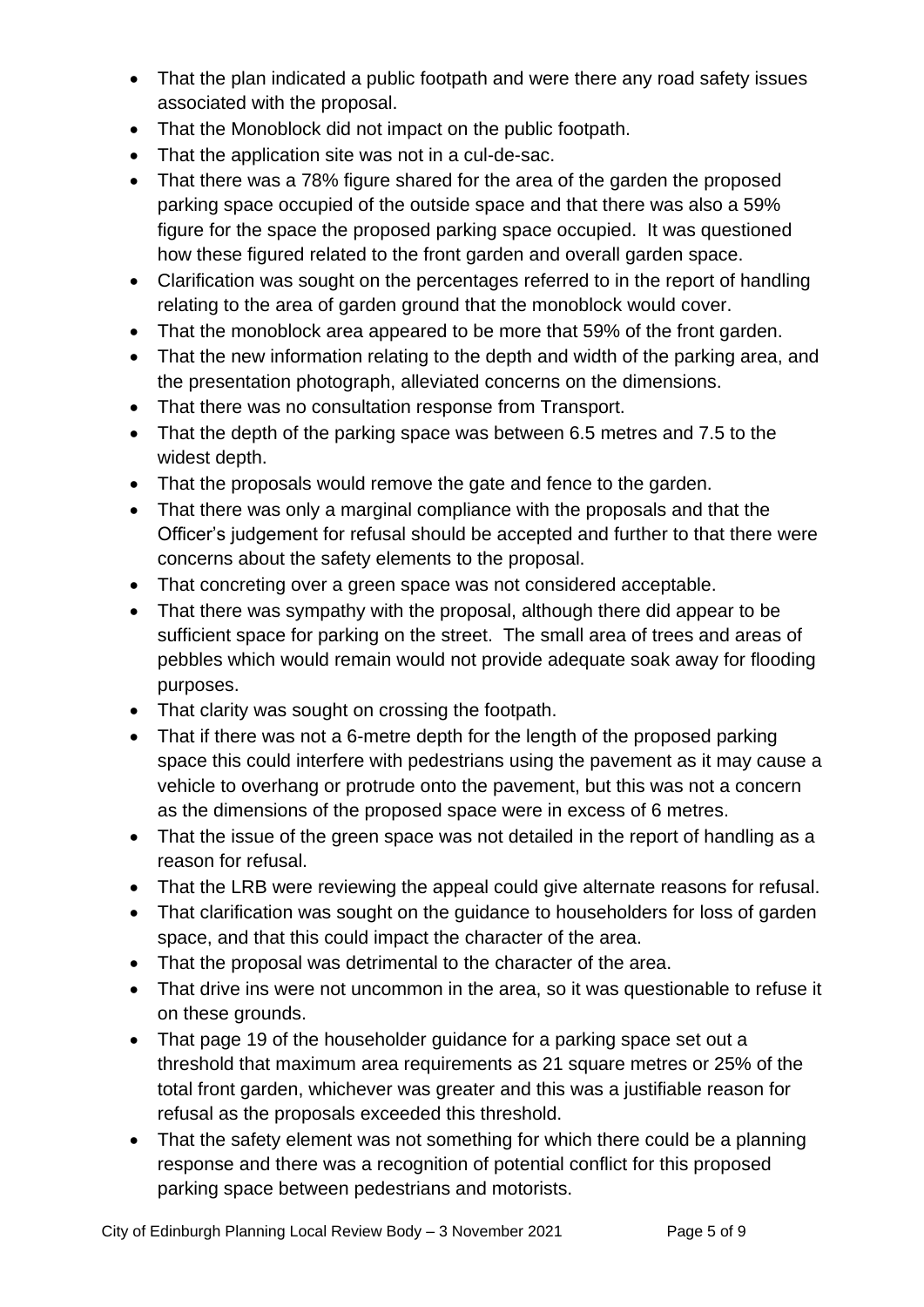- That the plan indicated a public footpath and were there any road safety issues associated with the proposal.
- That the Monoblock did not impact on the public footpath.
- That the application site was not in a cul-de-sac.
- That there was a 78% figure shared for the area of the garden the proposed parking space occupied of the outside space and that there was also a 59% figure for the space the proposed parking space occupied. It was questioned how these figured related to the front garden and overall garden space.
- Clarification was sought on the percentages referred to in the report of handling relating to the area of garden ground that the monoblock would cover.
- That the monoblock area appeared to be more that 59% of the front garden.
- That the new information relating to the depth and width of the parking area, and the presentation photograph, alleviated concerns on the dimensions.
- That there was no consultation response from Transport.
- That the depth of the parking space was between 6.5 metres and 7.5 to the widest depth.
- That the proposals would remove the gate and fence to the garden.
- That there was only a marginal compliance with the proposals and that the Officer's judgement for refusal should be accepted and further to that there were concerns about the safety elements to the proposal.
- That concreting over a green space was not considered acceptable.
- That there was sympathy with the proposal, although there did appear to be sufficient space for parking on the street. The small area of trees and areas of pebbles which would remain would not provide adequate soak away for flooding purposes.
- That clarity was sought on crossing the footpath.
- That if there was not a 6-metre depth for the length of the proposed parking space this could interfere with pedestrians using the pavement as it may cause a vehicle to overhang or protrude onto the pavement, but this was not a concern as the dimensions of the proposed space were in excess of 6 metres.
- That the issue of the green space was not detailed in the report of handling as a reason for refusal.
- That the LRB were reviewing the appeal could give alternate reasons for refusal.
- That clarification was sought on the guidance to householders for loss of garden space, and that this could impact the character of the area.
- That the proposal was detrimental to the character of the area.
- That drive ins were not uncommon in the area, so it was questionable to refuse it on these grounds.
- That page 19 of the householder guidance for a parking space set out a threshold that maximum area requirements as 21 square metres or 25% of the total front garden, whichever was greater and this was a justifiable reason for refusal as the proposals exceeded this threshold.
- That the safety element was not something for which there could be a planning response and there was a recognition of potential conflict for this proposed parking space between pedestrians and motorists.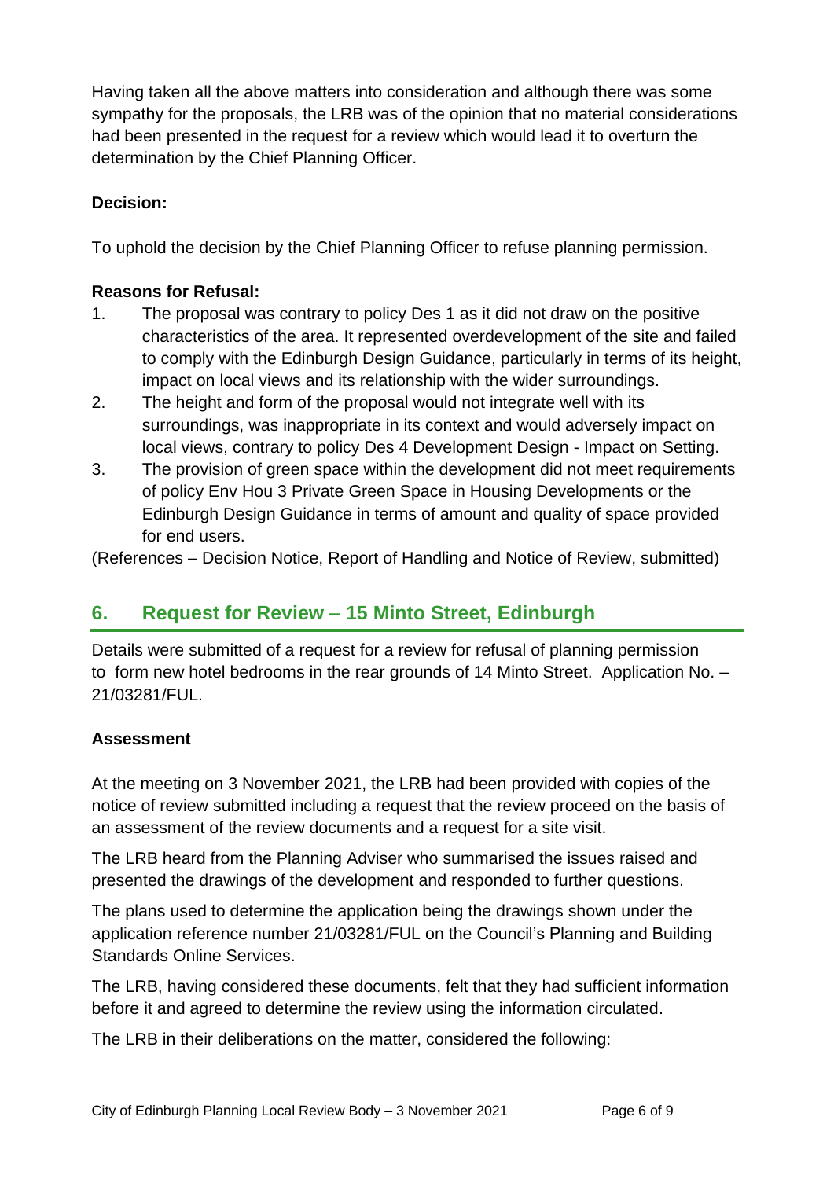Having taken all the above matters into consideration and although there was some sympathy for the proposals, the LRB was of the opinion that no material considerations had been presented in the request for a review which would lead it to overturn the determination by the Chief Planning Officer.

**Decision:**

To uphold the decision by the Chief Planning Officer to refuse planning permission.

**Reasons for Refusal:**

1. The proposal was contrary to policy Des 1 as it did not draw on the positive characteristics of the area. It represented overdevelopment of the site and failed to comply with the Edinburgh Design Guidance, particularly in terms of its height, impact on local views and its relationship with the wider surroundings.
2. The height and form of the proposal would not integrate well with its surroundings, was inappropriate in its context and would adversely impact on local views, contrary to policy Des 4 Development Design - Impact on Setting.
3. The provision of green space within the development did not meet requirements of policy Env Hou 3 Private Green Space in Housing Developments or the Edinburgh Design Guidance in terms of amount and quality of space provided for end users.

(References – Decision Notice, Report of Handling and Notice of Review, submitted)

## 6. Request for Review – 15 Minto Street, Edinburgh

Details were submitted of a request for a review for refusal of planning permission to form new hotel bedrooms in the rear grounds of 14 Minto Street. Application No. – 21/03281/FUL.

### Assessment

At the meeting on 3 November 2021, the LRB had been provided with copies of the notice of review submitted including a request that the review proceed on the basis of an assessment of the review documents and a request for a site visit.

The LRB heard from the Planning Adviser who summarised the issues raised and presented the drawings of the development and responded to further questions.

The plans used to determine the application being the drawings shown under the application reference number 21/03281/FUL on the Council's Planning and Building Standards Online Services.

The LRB, having considered these documents, felt that they had sufficient information before it and agreed to determine the review using the information circulated.

The LRB in their deliberations on the matter, considered the following: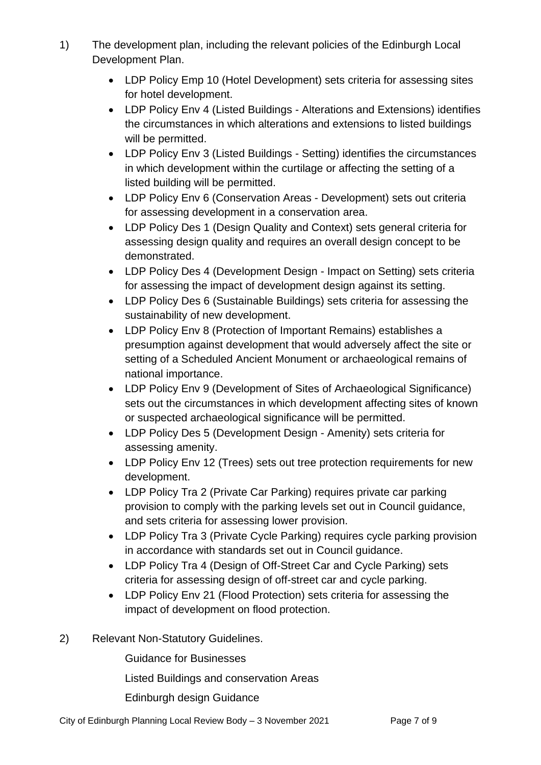1) The development plan, including the relevant policies of the Edinburgh Local Development Plan.

   - LDP Policy Emp 10 (Hotel Development) sets criteria for assessing sites for hotel development.
   - LDP Policy Env 4 (Listed Buildings - Alterations and Extensions) identifies the circumstances in which alterations and extensions to listed buildings will be permitted.
   - LDP Policy Env 3 (Listed Buildings - Setting) identifies the circumstances in which development within the curtilage or affecting the setting of a listed building will be permitted.
   - LDP Policy Env 6 (Conservation Areas - Development) sets out criteria for assessing development in a conservation area.
   - LDP Policy Des 1 (Design Quality and Context) sets general criteria for assessing design quality and requires an overall design concept to be demonstrated.
   - LDP Policy Des 4 (Development Design - Impact on Setting) sets criteria for assessing the impact of development design against its setting.
   - LDP Policy Des 6 (Sustainable Buildings) sets criteria for assessing the sustainability of new development.
   - LDP Policy Env 8 (Protection of Important Remains) establishes a presumption against development that would adversely affect the site or setting of a Scheduled Ancient Monument or archaeological remains of national importance.
   - LDP Policy Env 9 (Development of Sites of Archaeological Significance) sets out the circumstances in which development affecting sites of known or suspected archaeological significance will be permitted.
   - LDP Policy Des 5 (Development Design - Amenity) sets criteria for assessing amenity.
   - LDP Policy Env 12 (Trees) sets out tree protection requirements for new development.
   - LDP Policy Tra 2 (Private Car Parking) requires private car parking provision to comply with the parking levels set out in Council guidance, and sets criteria for assessing lower provision.
   - LDP Policy Tra 3 (Private Cycle Parking) requires cycle parking provision in accordance with standards set out in Council guidance.
   - LDP Policy Tra 4 (Design of Off-Street Car and Cycle Parking) sets criteria for assessing design of off-street car and cycle parking.
   - LDP Policy Env 21 (Flood Protection) sets criteria for assessing the impact of development on flood protection.

2) Relevant Non-Statutory Guidelines.

   Guidance for Businesses

   Listed Buildings and conservation Areas

   Edinburgh design Guidance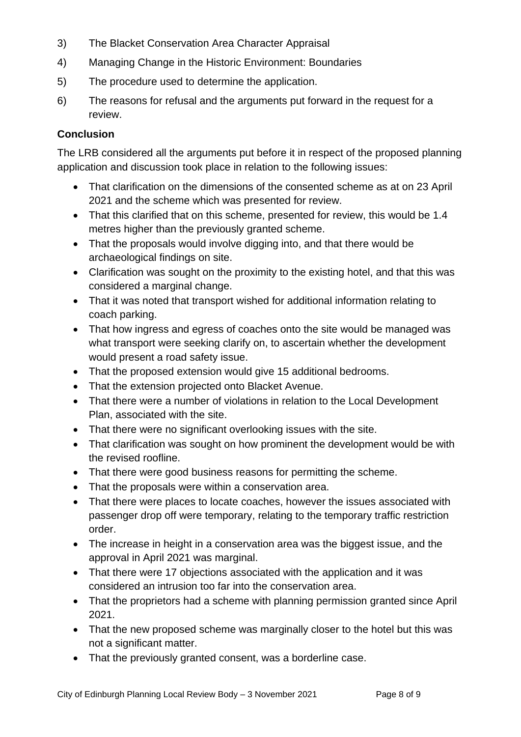3) The Blacket Conservation Area Character Appraisal

4) Managing Change in the Historic Environment: Boundaries

5) The procedure used to determine the application.

6) The reasons for refusal and the arguments put forward in the request for a review.

**Conclusion**

The LRB considered all the arguments put before it in respect of the proposed planning application and discussion took place in relation to the following issues:

- That clarification on the dimensions of the consented scheme as at on 23 April 2021 and the scheme which was presented for review.
- That this clarified that on this scheme, presented for review, this would be 1.4 metres higher than the previously granted scheme.
- That the proposals would involve digging into, and that there would be archaeological findings on site.
- Clarification was sought on the proximity to the existing hotel, and that this was considered a marginal change.
- That it was noted that transport wished for additional information relating to coach parking.
- That how ingress and egress of coaches onto the site would be managed was what transport were seeking clarify on, to ascertain whether the development would present a road safety issue.
- That the proposed extension would give 15 additional bedrooms.
- That the extension projected onto Blacket Avenue.
- That there were a number of violations in relation to the Local Development Plan, associated with the site.
- That there were no significant overlooking issues with the site.
- That clarification was sought on how prominent the development would be with the revised roofline.
- That there were good business reasons for permitting the scheme.
- That the proposals were within a conservation area.
- That there were places to locate coaches, however the issues associated with passenger drop off were temporary, relating to the temporary traffic restriction order.
- The increase in height in a conservation area was the biggest issue, and the approval in April 2021 was marginal.
- That there were 17 objections associated with the application and it was considered an intrusion too far into the conservation area.
- That the proprietors had a scheme with planning permission granted since April 2021.
- That the new proposed scheme was marginally closer to the hotel but this was not a significant matter.
- That the previously granted consent, was a borderline case.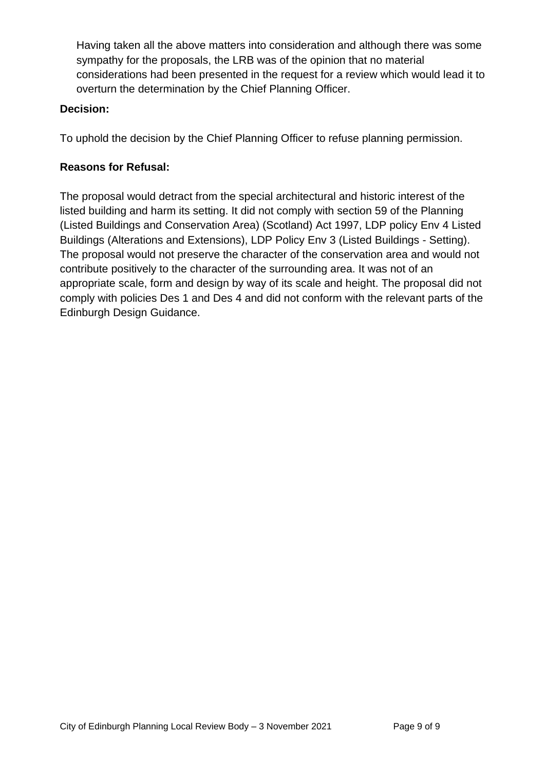Having taken all the above matters into consideration and although there was some sympathy for the proposals, the LRB was of the opinion that no material considerations had been presented in the request for a review which would lead it to overturn the determination by the Chief Planning Officer.

**Decision:**

To uphold the decision by the Chief Planning Officer to refuse planning permission.

**Reasons for Refusal:**

The proposal would detract from the special architectural and historic interest of the listed building and harm its setting. It did not comply with section 59 of the Planning (Listed Buildings and Conservation Area) (Scotland) Act 1997, LDP policy Env 4 Listed Buildings (Alterations and Extensions), LDP Policy Env 3 (Listed Buildings - Setting). The proposal would not preserve the character of the conservation area and would not contribute positively to the character of the surrounding area. It was not of an appropriate scale, form and design by way of its scale and height. The proposal did not comply with policies Des 1 and Des 4 and did not conform with the relevant parts of the Edinburgh Design Guidance.